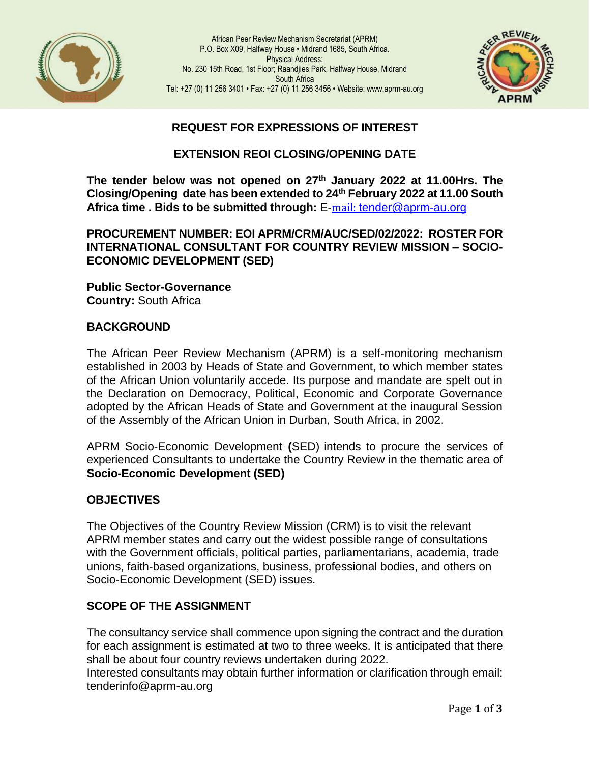African Peer Review Mechanism Secretariat (APRM)
P.O. Box X09, Halfway House • Midrand 1685, South Africa.
Physical Address:
No. 230 15th Road, 1st Floor; Raandjies Park, Halfway House, Midrand
South Africa
Tel: +27 (0) 11 256 3401 • Fax: +27 (0) 11 256 3456 • Website: www.aprm-au.org

## REQUEST FOR EXPRESSIONS OF INTEREST

## EXTENSION REOI CLOSING/OPENING DATE

**The tender below was not opened on 27th January 2022 at 11.00Hrs. The Closing/Opening date has been extended to 24th February 2022 at 11.00 South Africa time . Bids to be submitted through:** E-mail: tender@aprm-au.org

**PROCUREMENT NUMBER: EOI APRM/CRM/AUC/SED/02/2022: ROSTER FOR INTERNATIONAL CONSULTANT FOR COUNTRY REVIEW MISSION – SOCIO-ECONOMIC DEVELOPMENT (SED)**

**Public Sector-Governance**
**Country:** South Africa

### BACKGROUND

The African Peer Review Mechanism (APRM) is a self-monitoring mechanism established in 2003 by Heads of State and Government, to which member states of the African Union voluntarily accede. Its purpose and mandate are spelt out in the Declaration on Democracy, Political, Economic and Corporate Governance adopted by the African Heads of State and Government at the inaugural Session of the Assembly of the African Union in Durban, South Africa, in 2002.

APRM Socio-Economic Development **(**SED) intends to procure the services of experienced Consultants to undertake the Country Review in the thematic area of **Socio-Economic Development (SED)**

### OBJECTIVES

The Objectives of the Country Review Mission (CRM) is to visit the relevant APRM member states and carry out the widest possible range of consultations with the Government officials, political parties, parliamentarians, academia, trade unions, faith-based organizations, business, professional bodies, and others on Socio-Economic Development (SED) issues.

### SCOPE OF THE ASSIGNMENT

The consultancy service shall commence upon signing the contract and the duration for each assignment is estimated at two to three weeks. It is anticipated that there shall be about four country reviews undertaken during 2022.
Interested consultants may obtain further information or clarification through email: tenderinfo@aprm-au.org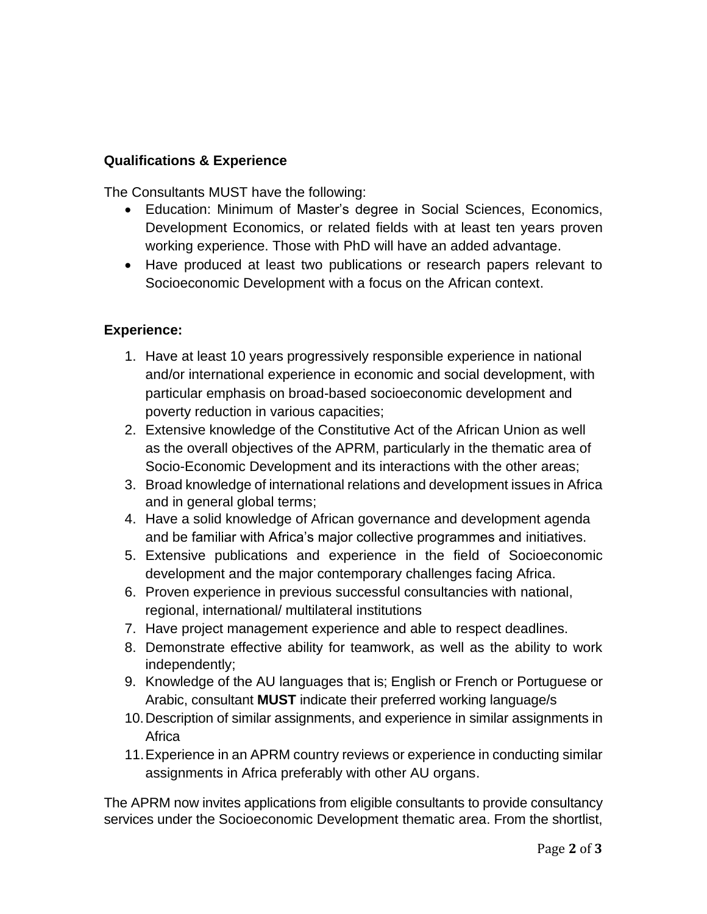**Qualifications & Experience**

The Consultants MUST have the following:

- Education: Minimum of Master's degree in Social Sciences, Economics, Development Economics, or related fields with at least ten years proven working experience. Those with PhD will have an added advantage.
- Have produced at least two publications or research papers relevant to Socioeconomic Development with a focus on the African context.

**Experience:**

1. Have at least 10 years progressively responsible experience in national and/or international experience in economic and social development, with particular emphasis on broad-based socioeconomic development and poverty reduction in various capacities;
2. Extensive knowledge of the Constitutive Act of the African Union as well as the overall objectives of the APRM, particularly in the thematic area of Socio-Economic Development and its interactions with the other areas;
3. Broad knowledge of international relations and development issues in Africa and in general global terms;
4. Have a solid knowledge of African governance and development agenda and be familiar with Africa's major collective programmes and initiatives.
5. Extensive publications and experience in the field of Socioeconomic development and the major contemporary challenges facing Africa.
6. Proven experience in previous successful consultancies with national, regional, international/ multilateral institutions
7. Have project management experience and able to respect deadlines.
8. Demonstrate effective ability for teamwork, as well as the ability to work independently;
9. Knowledge of the AU languages that is; English or French or Portuguese or Arabic, consultant **MUST** indicate their preferred working language/s
10. Description of similar assignments, and experience in similar assignments in Africa
11. Experience in an APRM country reviews or experience in conducting similar assignments in Africa preferably with other AU organs.

The APRM now invites applications from eligible consultants to provide consultancy services under the Socioeconomic Development thematic area. From the shortlist,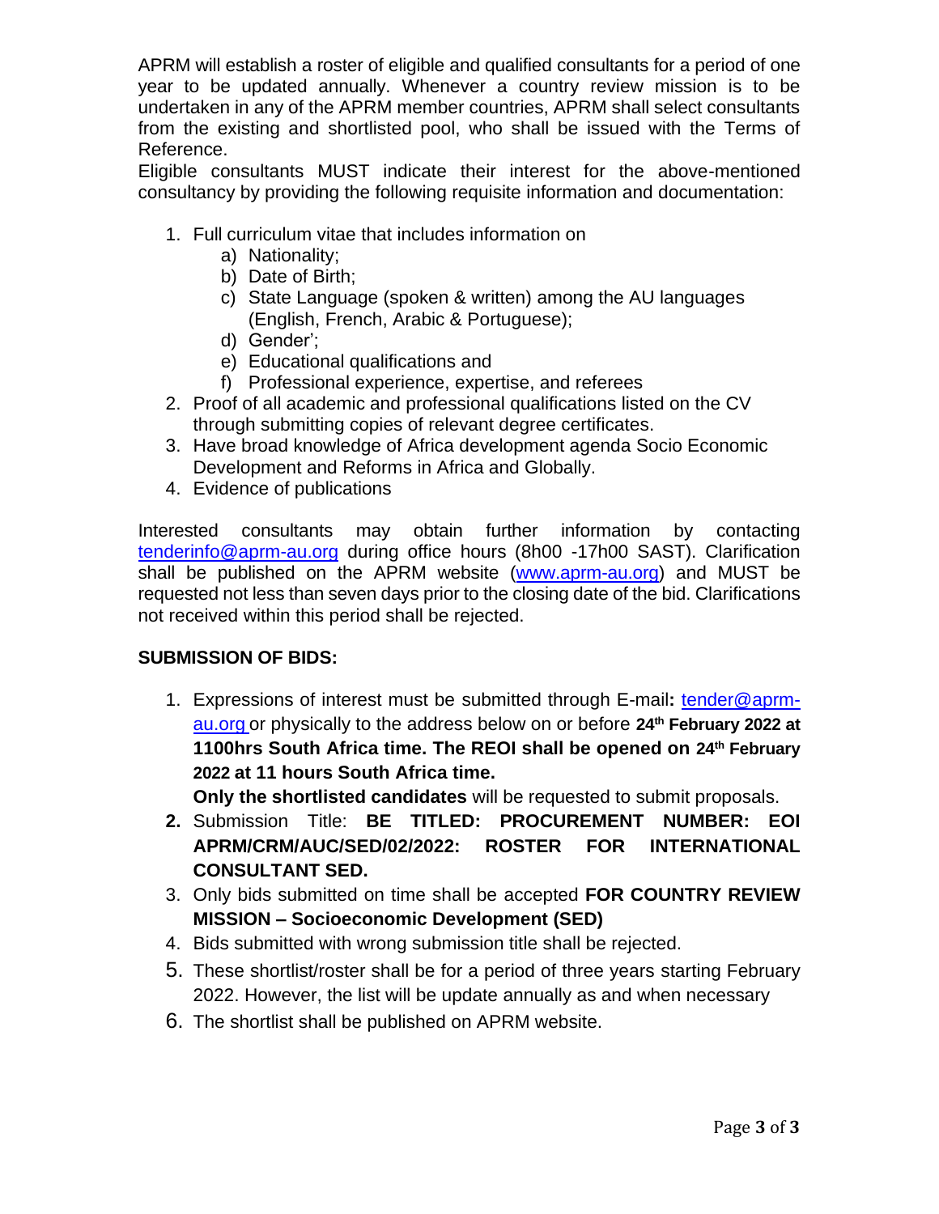APRM will establish a roster of eligible and qualified consultants for a period of one year to be updated annually. Whenever a country review mission is to be undertaken in any of the APRM member countries, APRM shall select consultants from the existing and shortlisted pool, who shall be issued with the Terms of Reference.

Eligible consultants MUST indicate their interest for the above-mentioned consultancy by providing the following requisite information and documentation:

1. Full curriculum vitae that includes information on
   a) Nationality;
   b) Date of Birth;
   c) State Language (spoken & written) among the AU languages (English, French, Arabic & Portuguese);
   d) Gender';
   e) Educational qualifications and
   f) Professional experience, expertise, and referees
2. Proof of all academic and professional qualifications listed on the CV through submitting copies of relevant degree certificates.
3. Have broad knowledge of Africa development agenda Socio Economic Development and Reforms in Africa and Globally.
4. Evidence of publications

Interested consultants may obtain further information by contacting tenderinfo@aprm-au.org during office hours (8h00 -17h00 SAST). Clarification shall be published on the APRM website (www.aprm-au.org) and MUST be requested not less than seven days prior to the closing date of the bid. Clarifications not received within this period shall be rejected.

**SUBMISSION OF BIDS:**

1. Expressions of interest must be submitted through E-mail**:** tender@aprm-au.org or physically to the address below on or before **24th February 2022 at 1100hrs South Africa time. The REOI shall be opened on 24th February 2022 at 11 hours South Africa time.**

   **Only the shortlisted candidates** will be requested to submit proposals.
2. Submission Title: **BE TITLED: PROCUREMENT NUMBER: EOI APRM/CRM/AUC/SED/02/2022: ROSTER FOR INTERNATIONAL CONSULTANT SED.**
3. Only bids submitted on time shall be accepted **FOR COUNTRY REVIEW MISSION – Socioeconomic Development (SED)**
4. Bids submitted with wrong submission title shall be rejected.
5. These shortlist/roster shall be for a period of three years starting February 2022. However, the list will be update annually as and when necessary
6. The shortlist shall be published on APRM website.